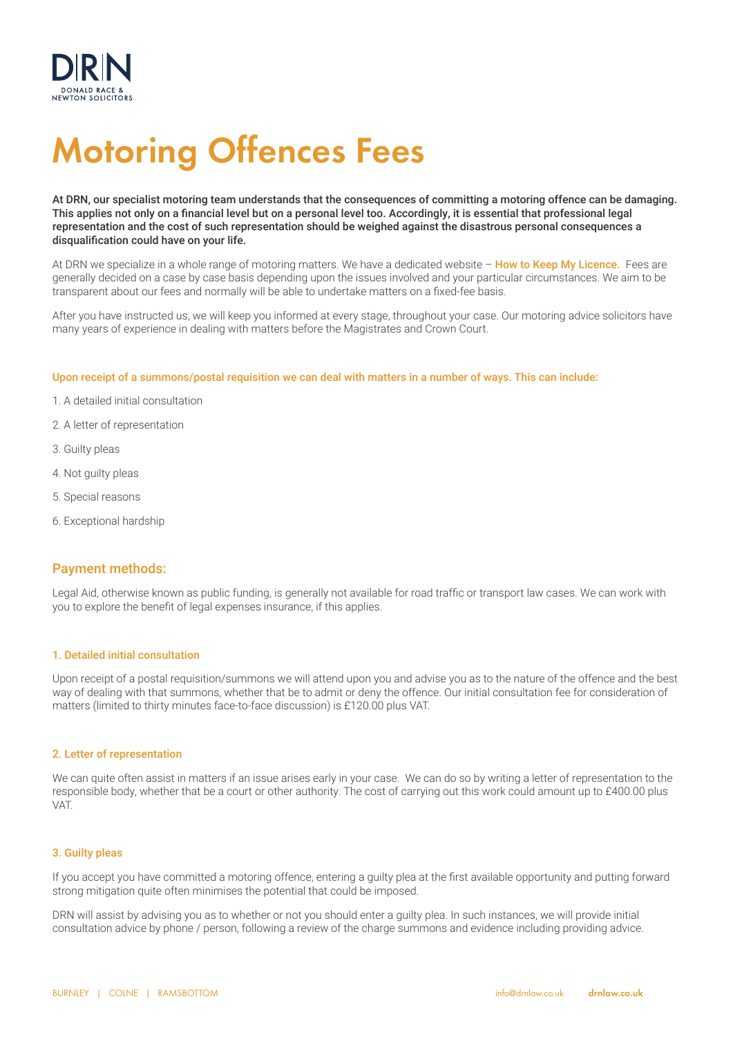DRN
DONALD RACE & NEWTON SOLICITORS

# Motoring Offences Fees

**At DRN, our specialist motoring team understands that the consequences of committing a motoring offence can be damaging. This applies not only on a financial level but on a personal level too. Accordingly, it is essential that professional legal representation and the cost of such representation should be weighed against the disastrous personal consequences a disqualification could have on your life.**

At DRN we specialize in a whole range of motoring matters. We have a dedicated website – **How to Keep My Licence.** Fees are generally decided on a case by case basis depending upon the issues involved and your particular circumstances. We aim to be transparent about our fees and normally will be able to undertake matters on a fixed-fee basis.

After you have instructed us, we will keep you informed at every stage, throughout your case. Our motoring advice solicitors have many years of experience in dealing with matters before the Magistrates and Crown Court.

**Upon receipt of a summons/postal requisition we can deal with matters in a number of ways. This can include:**

1. A detailed initial consultation
2. A letter of representation
3. Guilty pleas
4. Not guilty pleas
5. Special reasons
6. Exceptional hardship

## Payment methods:

Legal Aid, otherwise known as public funding, is generally not available for road traffic or transport law cases. We can work with you to explore the benefit of legal expenses insurance, if this applies.

### 1. Detailed initial consultation

Upon receipt of a postal requisition/summons we will attend upon you and advise you as to the nature of the offence and the best way of dealing with that summons, whether that be to admit or deny the offence. Our initial consultation fee for consideration of matters (limited to thirty minutes face-to-face discussion) is £120.00 plus VAT.

### 2. Letter of representation

We can quite often assist in matters if an issue arises early in your case. We can do so by writing a letter of representation to the responsible body, whether that be a court or other authority. The cost of carrying out this work could amount up to £400.00 plus VAT.

### 3. Guilty pleas

If you accept you have committed a motoring offence, entering a guilty plea at the first available opportunity and putting forward strong mitigation quite often minimises the potential that could be imposed.

DRN will assist by advising you as to whether or not you should enter a guilty plea. In such instances, we will provide initial consultation advice by phone / person, following a review of the charge summons and evidence including providing advice.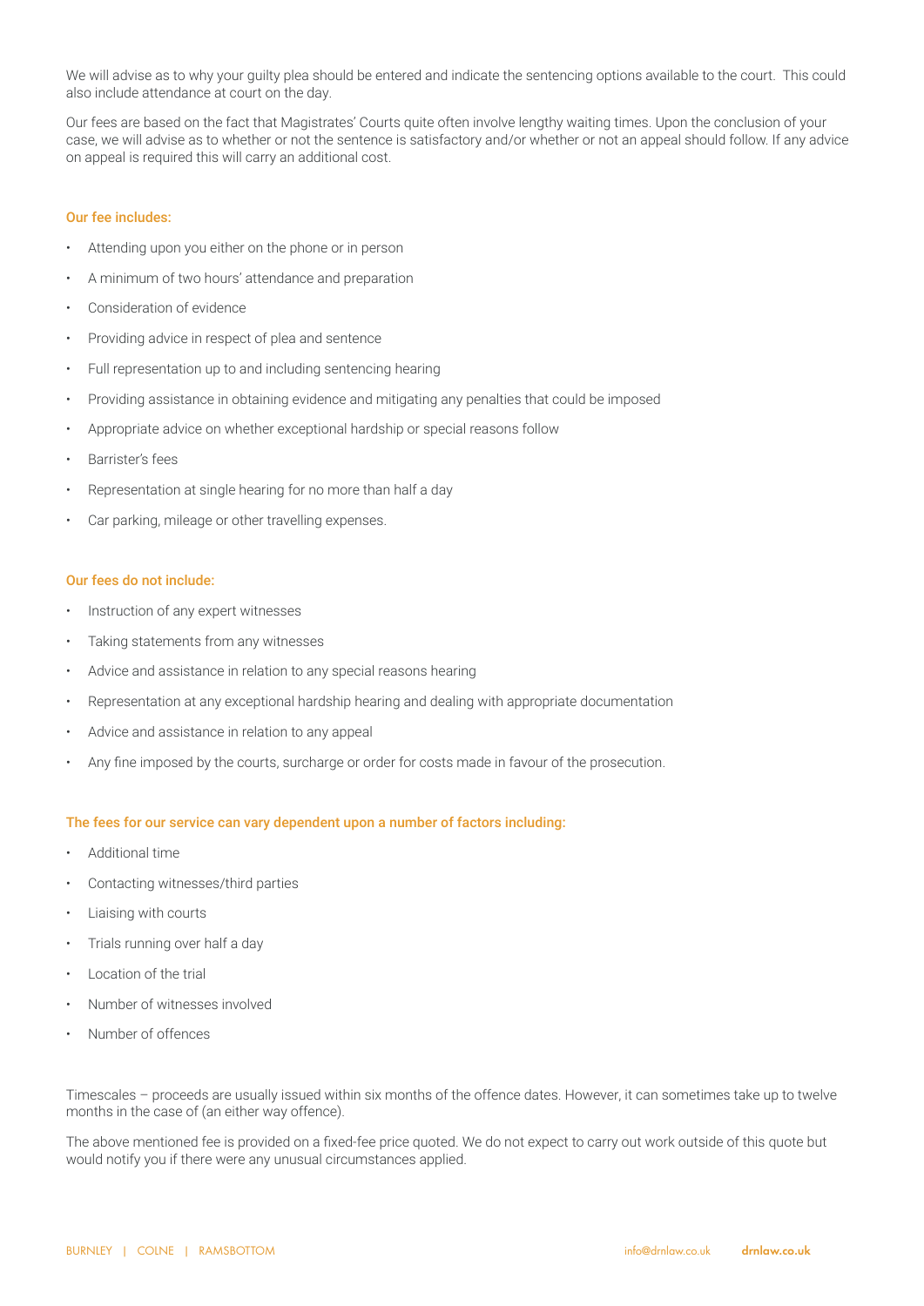We will advise as to why your guilty plea should be entered and indicate the sentencing options available to the court. This could also include attendance at court on the day.

Our fees are based on the fact that Magistrates' Courts quite often involve lengthy waiting times. Upon the conclusion of your case, we will advise as to whether or not the sentence is satisfactory and/or whether or not an appeal should follow. If any advice on appeal is required this will carry an additional cost.

### Our fee includes:

- Attending upon you either on the phone or in person
- A minimum of two hours' attendance and preparation
- Consideration of evidence
- Providing advice in respect of plea and sentence
- Full representation up to and including sentencing hearing
- Providing assistance in obtaining evidence and mitigating any penalties that could be imposed
- Appropriate advice on whether exceptional hardship or special reasons follow
- Barrister's fees
- Representation at single hearing for no more than half a day
- Car parking, mileage or other travelling expenses.

### Our fees do not include:

- Instruction of any expert witnesses
- Taking statements from any witnesses
- Advice and assistance in relation to any special reasons hearing
- Representation at any exceptional hardship hearing and dealing with appropriate documentation
- Advice and assistance in relation to any appeal
- Any fine imposed by the courts, surcharge or order for costs made in favour of the prosecution.

### The fees for our service can vary dependent upon a number of factors including:

- Additional time
- Contacting witnesses/third parties
- Liaising with courts
- Trials running over half a day
- Location of the trial
- Number of witnesses involved
- Number of offences

Timescales – proceeds are usually issued within six months of the offence dates. However, it can sometimes take up to twelve months in the case of (an either way offence).

The above mentioned fee is provided on a fixed-fee price quoted. We do not expect to carry out work outside of this quote but would notify you if there were any unusual circumstances applied.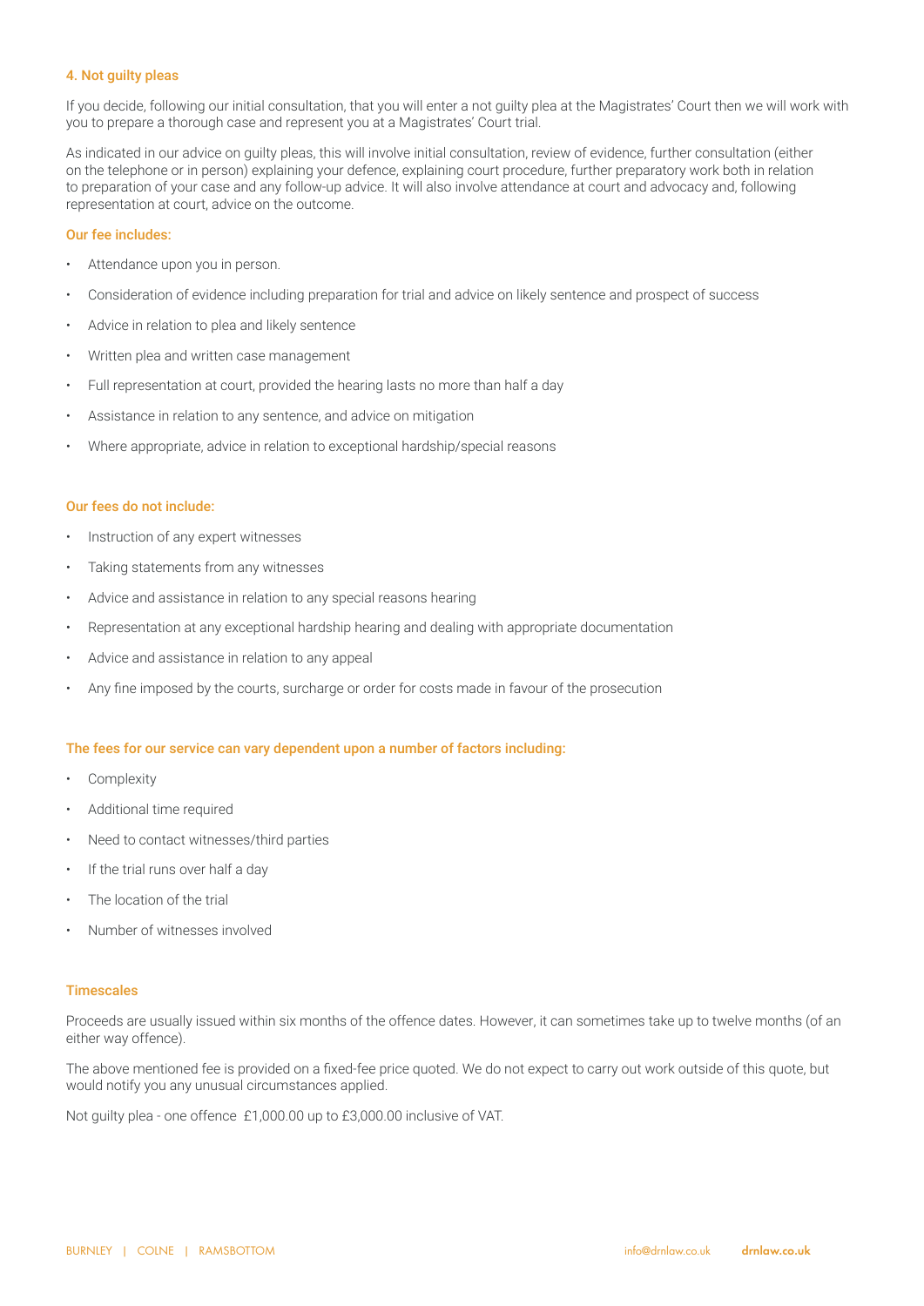## 4. Not guilty pleas

If you decide, following our initial consultation, that you will enter a not guilty plea at the Magistrates' Court then we will work with you to prepare a thorough case and represent you at a Magistrates' Court trial.

As indicated in our advice on guilty pleas, this will involve initial consultation, review of evidence, further consultation (either on the telephone or in person) explaining your defence, explaining court procedure, further preparatory work both in relation to preparation of your case and any follow-up advice. It will also involve attendance at court and advocacy and, following representation at court, advice on the outcome.

### Our fee includes:

- Attendance upon you in person.
- Consideration of evidence including preparation for trial and advice on likely sentence and prospect of success
- Advice in relation to plea and likely sentence
- Written plea and written case management
- Full representation at court, provided the hearing lasts no more than half a day
- Assistance in relation to any sentence, and advice on mitigation
- Where appropriate, advice in relation to exceptional hardship/special reasons

### Our fees do not include:

- Instruction of any expert witnesses
- Taking statements from any witnesses
- Advice and assistance in relation to any special reasons hearing
- Representation at any exceptional hardship hearing and dealing with appropriate documentation
- Advice and assistance in relation to any appeal
- Any fine imposed by the courts, surcharge or order for costs made in favour of the prosecution

### The fees for our service can vary dependent upon a number of factors including:

- Complexity
- Additional time required
- Need to contact witnesses/third parties
- If the trial runs over half a day
- The location of the trial
- Number of witnesses involved

### Timescales

Proceeds are usually issued within six months of the offence dates. However, it can sometimes take up to twelve months (of an either way offence).

The above mentioned fee is provided on a fixed-fee price quoted. We do not expect to carry out work outside of this quote, but would notify you any unusual circumstances applied.

Not guilty plea - one offence £1,000.00 up to £3,000.00 inclusive of VAT.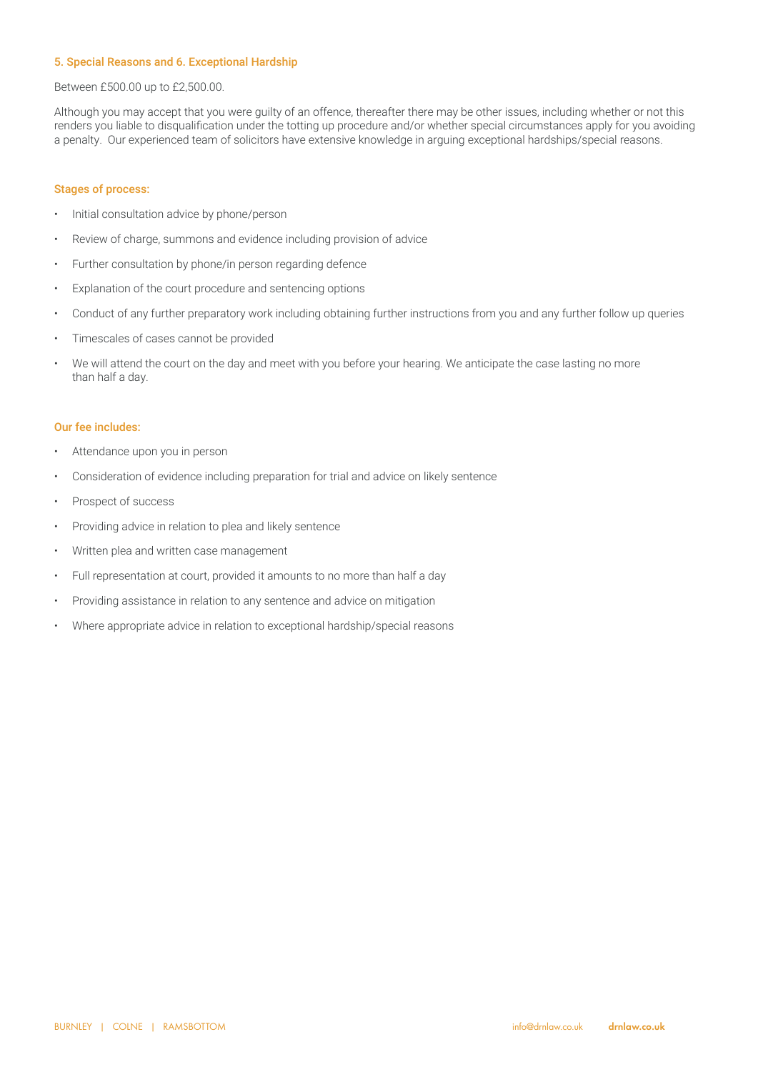### 5. Special Reasons and 6. Exceptional Hardship

Between £500.00 up to £2,500.00.

Although you may accept that you were guilty of an offence, thereafter there may be other issues, including whether or not this renders you liable to disqualification under the totting up procedure and/or whether special circumstances apply for you avoiding a penalty. Our experienced team of solicitors have extensive knowledge in arguing exceptional hardships/special reasons.

### Stages of process:

- Initial consultation advice by phone/person
- Review of charge, summons and evidence including provision of advice
- Further consultation by phone/in person regarding defence
- Explanation of the court procedure and sentencing options
- Conduct of any further preparatory work including obtaining further instructions from you and any further follow up queries
- Timescales of cases cannot be provided
- We will attend the court on the day and meet with you before your hearing. We anticipate the case lasting no more than half a day.

### Our fee includes:

- Attendance upon you in person
- Consideration of evidence including preparation for trial and advice on likely sentence
- Prospect of success
- Providing advice in relation to plea and likely sentence
- Written plea and written case management
- Full representation at court, provided it amounts to no more than half a day
- Providing assistance in relation to any sentence and advice on mitigation
- Where appropriate advice in relation to exceptional hardship/special reasons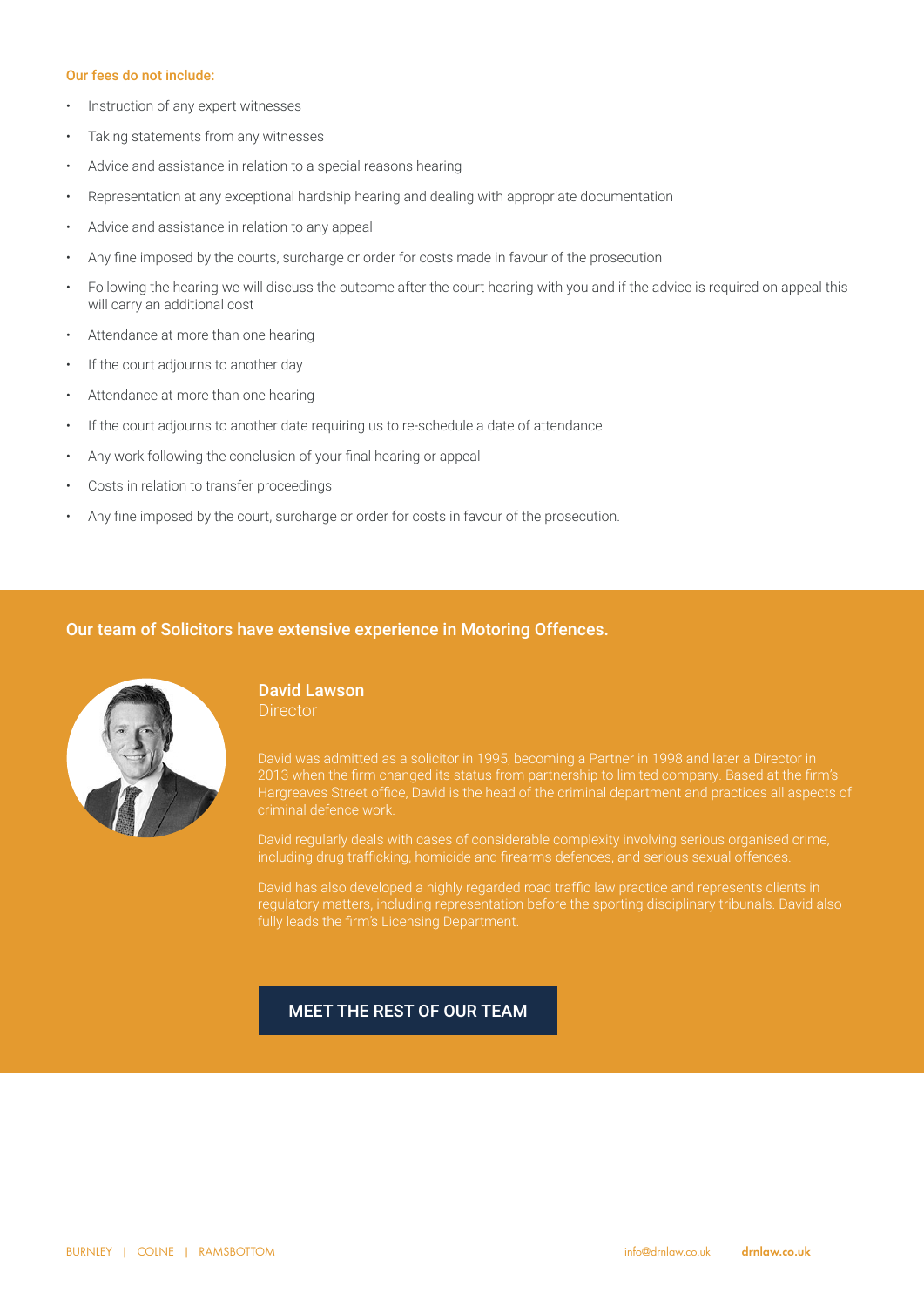**Our fees do not include:**

- Instruction of any expert witnesses
- Taking statements from any witnesses
- Advice and assistance in relation to a special reasons hearing
- Representation at any exceptional hardship hearing and dealing with appropriate documentation
- Advice and assistance in relation to any appeal
- Any fine imposed by the courts, surcharge or order for costs made in favour of the prosecution
- Following the hearing we will discuss the outcome after the court hearing with you and if the advice is required on appeal this will carry an additional cost
- Attendance at more than one hearing
- If the court adjourns to another day
- Attendance at more than one hearing
- If the court adjourns to another date requiring us to re-schedule a date of attendance
- Any work following the conclusion of your final hearing or appeal
- Costs in relation to transfer proceedings
- Any fine imposed by the court, surcharge or order for costs in favour of the prosecution.

## Our team of Solicitors have extensive experience in Motoring Offences.

**David Lawson**
Director

David was admitted as a solicitor in 1995, becoming a Partner in 1998 and later a Director in 2013 when the firm changed its status from partnership to limited company. Based at the firm's Hargreaves Street office, David is the head of the criminal department and practices all aspects of criminal defence work.

David regularly deals with cases of considerable complexity involving serious organised crime, including drug trafficking, homicide and firearms defences, and serious sexual offences.

David has also developed a highly regarded road traffic law practice and represents clients in regulatory matters, including representation before the sporting disciplinary tribunals. David also fully leads the firm's Licensing Department.

MEET THE REST OF OUR TEAM

BURNLEY | COLNE | RAMSBOTTOM

info@drnlaw.co.uk **drnlaw.co.uk**